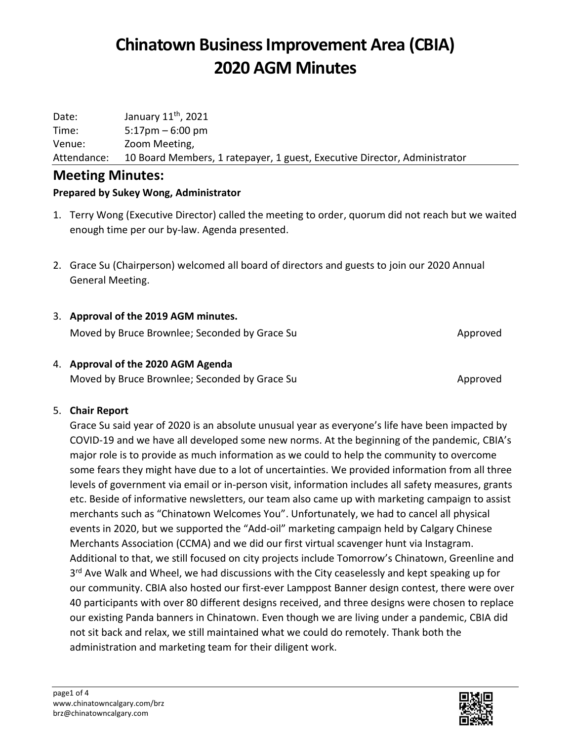# Chinatown Business Improvement Area (CBIA)
# 2020 AGM Minutes

| | |
|---|---|
| Date: | January 11th, 2021 |
| Time: | 5:17pm – 6:00 pm |
| Venue: | Zoom Meeting, |
| Attendance: | 10 Board Members, 1 ratepayer, 1 guest, Executive Director, Administrator |

## Meeting Minutes:

**Prepared by Sukey Wong, Administrator**

1. Terry Wong (Executive Director) called the meeting to order, quorum did not reach but we waited enough time per our by-law. Agenda presented.

2. Grace Su (Chairperson) welcomed all board of directors and guests to join our 2020 Annual General Meeting.

3. **Approval of the 2019 AGM minutes.**
   Moved by Bruce Brownlee; Seconded by Grace Su — Approved

4. **Approval of the 2020 AGM Agenda**
   Moved by Bruce Brownlee; Seconded by Grace Su — Approved

5. **Chair Report**
   Grace Su said year of 2020 is an absolute unusual year as everyone's life have been impacted by COVID-19 and we have all developed some new norms. At the beginning of the pandemic, CBIA's major role is to provide as much information as we could to help the community to overcome some fears they might have due to a lot of uncertainties. We provided information from all three levels of government via email or in-person visit, information includes all safety measures, grants etc. Beside of informative newsletters, our team also came up with marketing campaign to assist merchants such as "Chinatown Welcomes You". Unfortunately, we had to cancel all physical events in 2020, but we supported the "Add-oil" marketing campaign held by Calgary Chinese Merchants Association (CCMA) and we did our first virtual scavenger hunt via Instagram. Additional to that, we still focused on city projects include Tomorrow's Chinatown, Greenline and 3rd Ave Walk and Wheel, we had discussions with the City ceaselessly and kept speaking up for our community. CBIA also hosted our first-ever Lamppost Banner design contest, there were over 40 participants with over 80 different designs received, and three designs were chosen to replace our existing Panda banners in Chinatown. Even though we are living under a pandemic, CBIA did not sit back and relax, we still maintained what we could do remotely. Thank both the administration and marketing team for their diligent work.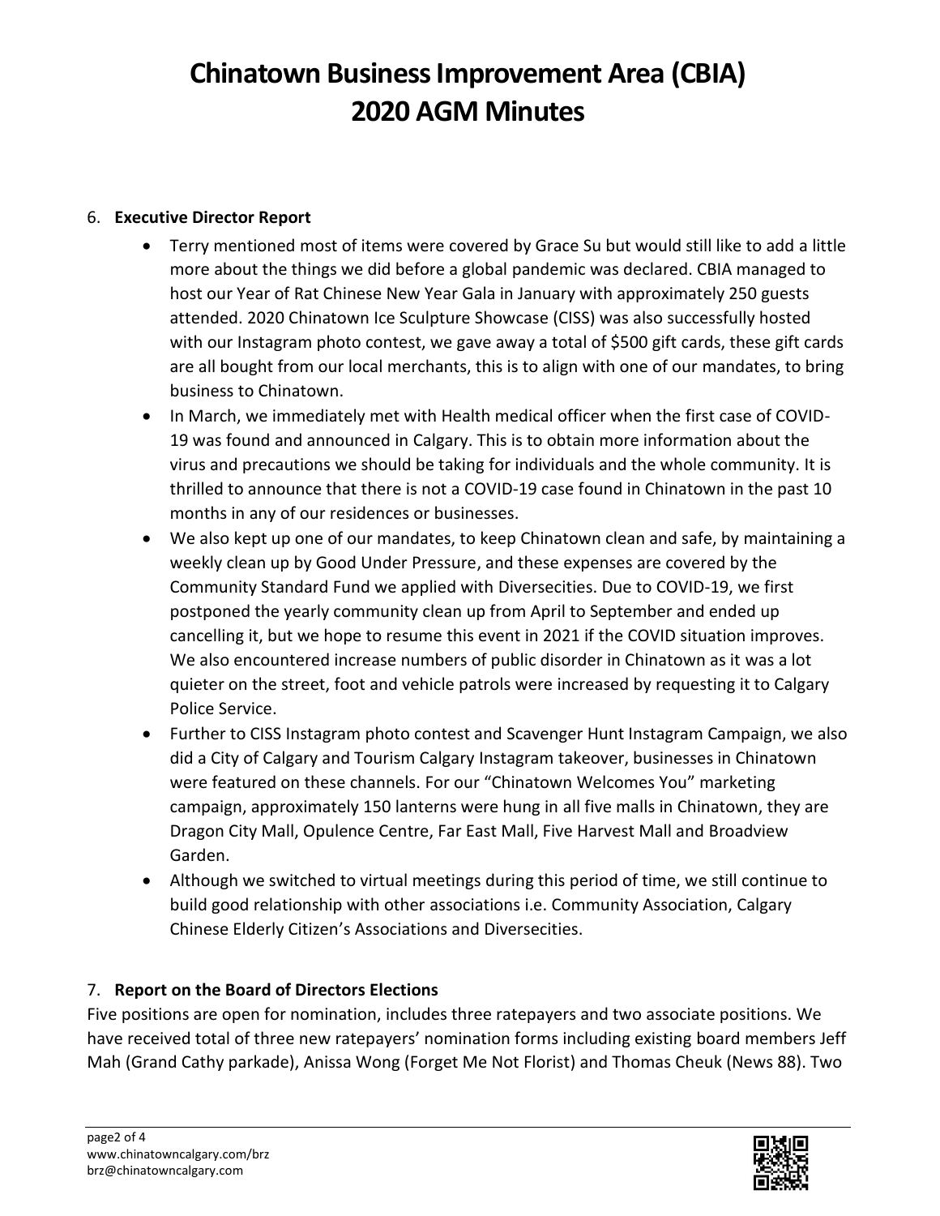# Chinatown Business Improvement Area (CBIA)
# 2020 AGM Minutes

6. **Executive Director Report**
   - Terry mentioned most of items were covered by Grace Su but would still like to add a little more about the things we did before a global pandemic was declared. CBIA managed to host our Year of Rat Chinese New Year Gala in January with approximately 250 guests attended. 2020 Chinatown Ice Sculpture Showcase (CISS) was also successfully hosted with our Instagram photo contest, we gave away a total of $500 gift cards, these gift cards are all bought from our local merchants, this is to align with one of our mandates, to bring business to Chinatown.
   - In March, we immediately met with Health medical officer when the first case of COVID-19 was found and announced in Calgary. This is to obtain more information about the virus and precautions we should be taking for individuals and the whole community. It is thrilled to announce that there is not a COVID-19 case found in Chinatown in the past 10 months in any of our residences or businesses.
   - We also kept up one of our mandates, to keep Chinatown clean and safe, by maintaining a weekly clean up by Good Under Pressure, and these expenses are covered by the Community Standard Fund we applied with Diversecities. Due to COVID-19, we first postponed the yearly community clean up from April to September and ended up cancelling it, but we hope to resume this event in 2021 if the COVID situation improves. We also encountered increase numbers of public disorder in Chinatown as it was a lot quieter on the street, foot and vehicle patrols were increased by requesting it to Calgary Police Service.
   - Further to CISS Instagram photo contest and Scavenger Hunt Instagram Campaign, we also did a City of Calgary and Tourism Calgary Instagram takeover, businesses in Chinatown were featured on these channels. For our "Chinatown Welcomes You" marketing campaign, approximately 150 lanterns were hung in all five malls in Chinatown, they are Dragon City Mall, Opulence Centre, Far East Mall, Five Harvest Mall and Broadview Garden.
   - Although we switched to virtual meetings during this period of time, we still continue to build good relationship with other associations i.e. Community Association, Calgary Chinese Elderly Citizen's Associations and Diversecities.

7. **Report on the Board of Directors Elections**

Five positions are open for nomination, includes three ratepayers and two associate positions. We have received total of three new ratepayers' nomination forms including existing board members Jeff Mah (Grand Cathy parkade), Anissa Wong (Forget Me Not Florist) and Thomas Cheuk (News 88). Two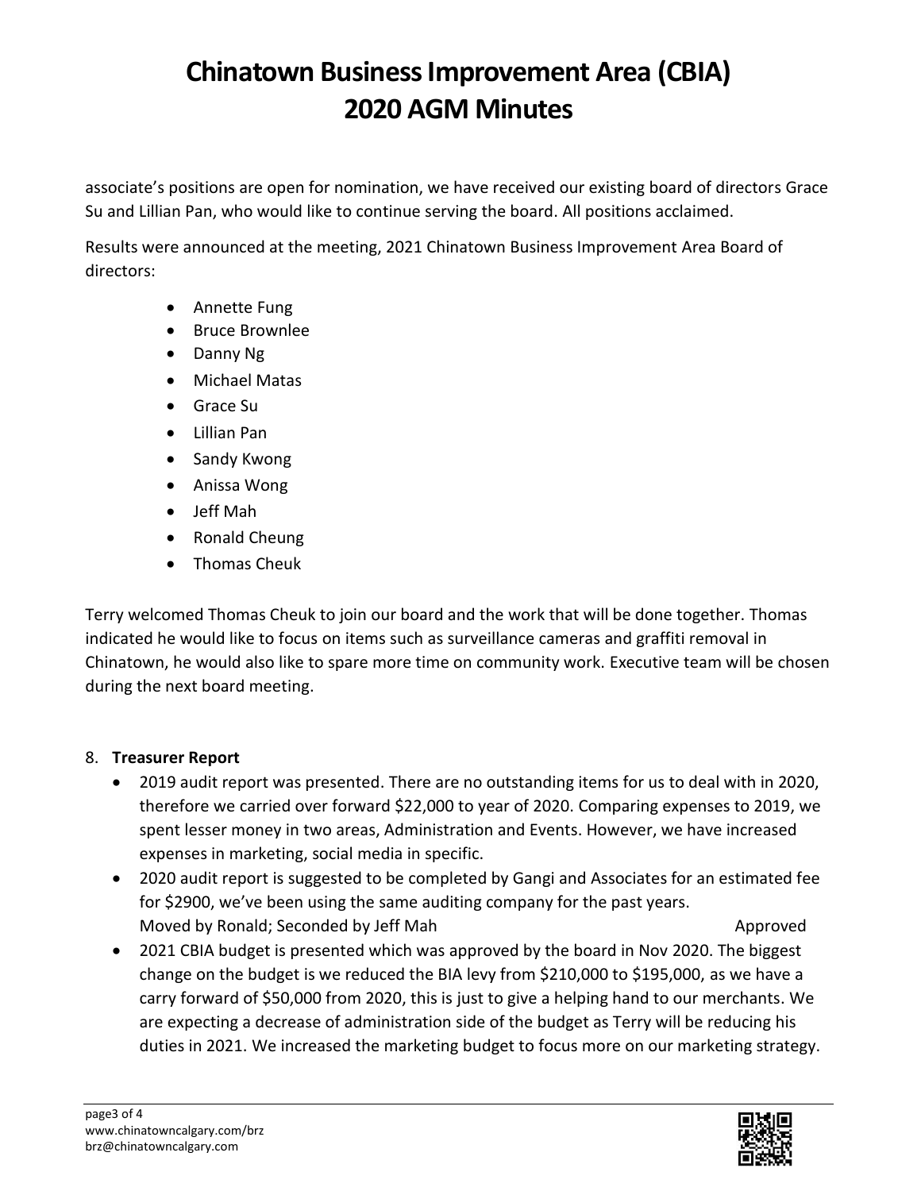associate's positions are open for nomination, we have received our existing board of directors Grace Su and Lillian Pan, who would like to continue serving the board. All positions acclaimed.

Results were announced at the meeting, 2021 Chinatown Business Improvement Area Board of directors:

- Annette Fung
- Bruce Brownlee
- Danny Ng
- Michael Matas
- Grace Su
- Lillian Pan
- Sandy Kwong
- Anissa Wong
- Jeff Mah
- Ronald Cheung
- Thomas Cheuk

Terry welcomed Thomas Cheuk to join our board and the work that will be done together. Thomas indicated he would like to focus on items such as surveillance cameras and graffiti removal in Chinatown, he would also like to spare more time on community work. Executive team will be chosen during the next board meeting.

8. **Treasurer Report**
   - 2019 audit report was presented. There are no outstanding items for us to deal with in 2020, therefore we carried over forward $22,000 to year of 2020. Comparing expenses to 2019, we spent lesser money in two areas, Administration and Events. However, we have increased expenses in marketing, social media in specific.
   - 2020 audit report is suggested to be completed by Gangi and Associates for an estimated fee for $2900, we've been using the same auditing company for the past years.
     Moved by Ronald; Seconded by Jeff Mah — Approved
   - 2021 CBIA budget is presented which was approved by the board in Nov 2020. The biggest change on the budget is we reduced the BIA levy from $210,000 to $195,000, as we have a carry forward of $50,000 from 2020, this is just to give a helping hand to our merchants. We are expecting a decrease of administration side of the budget as Terry will be reducing his duties in 2021. We increased the marketing budget to focus more on our marketing strategy.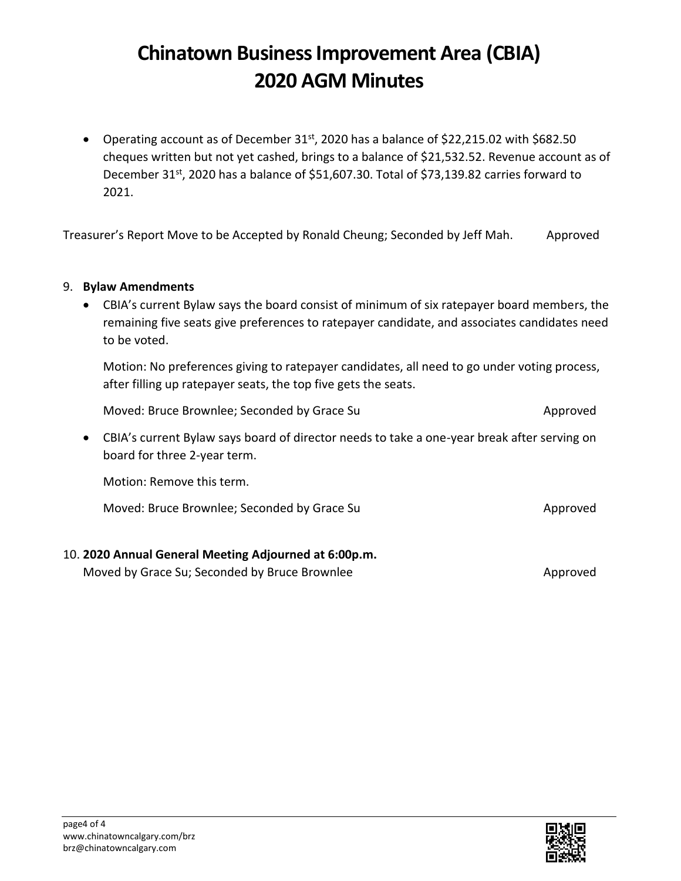# Chinatown Business Improvement Area (CBIA)
# 2020 AGM Minutes

- Operating account as of December 31st, 2020 has a balance of $22,215.02 with $682.50 cheques written but not yet cashed, brings to a balance of $21,532.52. Revenue account as of December 31st, 2020 has a balance of $51,607.30. Total of $73,139.82 carries forward to 2021.

Treasurer's Report Move to be Accepted by Ronald Cheung; Seconded by Jeff Mah. Approved

9. **Bylaw Amendments**
   - CBIA's current Bylaw says the board consist of minimum of six ratepayer board members, the remaining five seats give preferences to ratepayer candidate, and associates candidates need to be voted.

     Motion: No preferences giving to ratepayer candidates, all need to go under voting process, after filling up ratepayer seats, the top five gets the seats.

     Moved: Bruce Brownlee; Seconded by Grace Su Approved

   - CBIA's current Bylaw says board of director needs to take a one-year break after serving on board for three 2-year term.

     Motion: Remove this term.

     Moved: Bruce Brownlee; Seconded by Grace Su Approved

10. **2020 Annual General Meeting Adjourned at 6:00p.m.**
    Moved by Grace Su; Seconded by Bruce Brownlee Approved